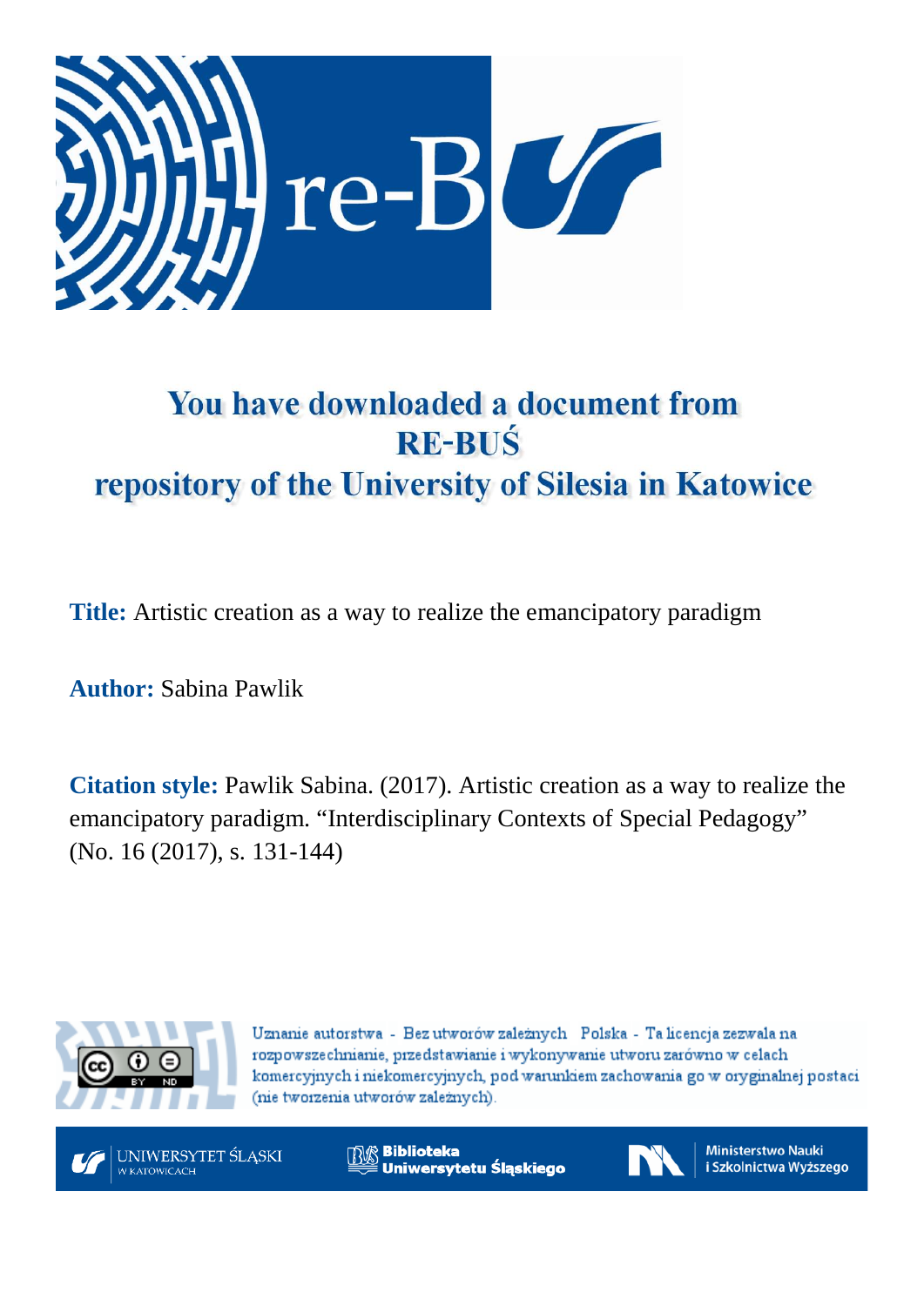# You have downloaded a document from RE-BUŚ repository of the University of Silesia in Katowice

**Title:** Artistic creation as a way to realize the emancipatory paradigm

**Author:** Sabina Pawlik

**Citation style:** Pawlik Sabina. (2017). Artistic creation as a way to realize the emancipatory paradigm. "Interdisciplinary Contexts of Special Pedagogy" (No. 16 (2017), s. 131-144)

Uznanie autorstwa - Bez utworów zależnych Polska - Ta licencja zezwala na rozpowszechnianie, przedstawianie i wykonywanie utworu zarówno w celach komercyjnych i niekomercyjnych, pod warunkiem zachowania go w oryginalnej postaci (nie tworzenia utworów zależnych).

UNIWERSYTET ŚLĄSKI W KATOWICACH

Biblioteka Uniwersytetu Śląskiego

Ministerstwo Nauki i Szkolnictwa Wyższego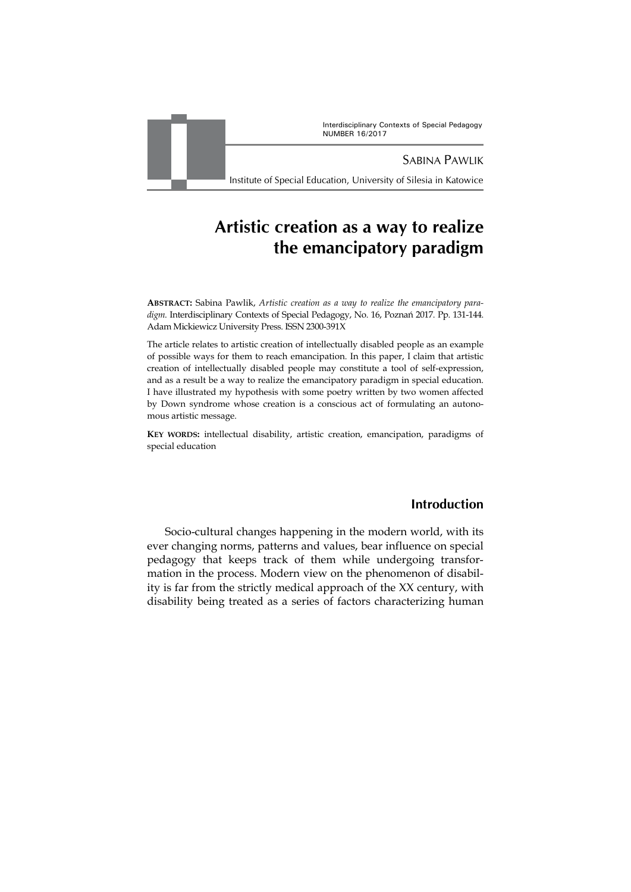Sabina Pawlik

Institute of Special Education, University of Silesia in Katowice

# Artistic creation as a way to realize the emancipatory paradigm

**Abstract:** Sabina Pawlik, *Artistic creation as a way to realize the emancipatory paradigm.* Interdisciplinary Contexts of Special Pedagogy, No. 16, Poznań 2017. Pp. 131-144. Adam Mickiewicz University Press. ISSN 2300-391X

The article relates to artistic creation of intellectually disabled people as an example of possible ways for them to reach emancipation. In this paper, I claim that artistic creation of intellectually disabled people may constitute a tool of self-expression, and as a result be a way to realize the emancipatory paradigm in special education. I have illustrated my hypothesis with some poetry written by two women affected by Down syndrome whose creation is a conscious act of formulating an autonomous artistic message.

**Key words:** intellectual disability, artistic creation, emancipation, paradigms of special education

## Introduction

Socio-cultural changes happening in the modern world, with its ever changing norms, patterns and values, bear influence on special pedagogy that keeps track of them while undergoing transformation in the process. Modern view on the phenomenon of disability is far from the strictly medical approach of the XX century, with disability being treated as a series of factors characterizing human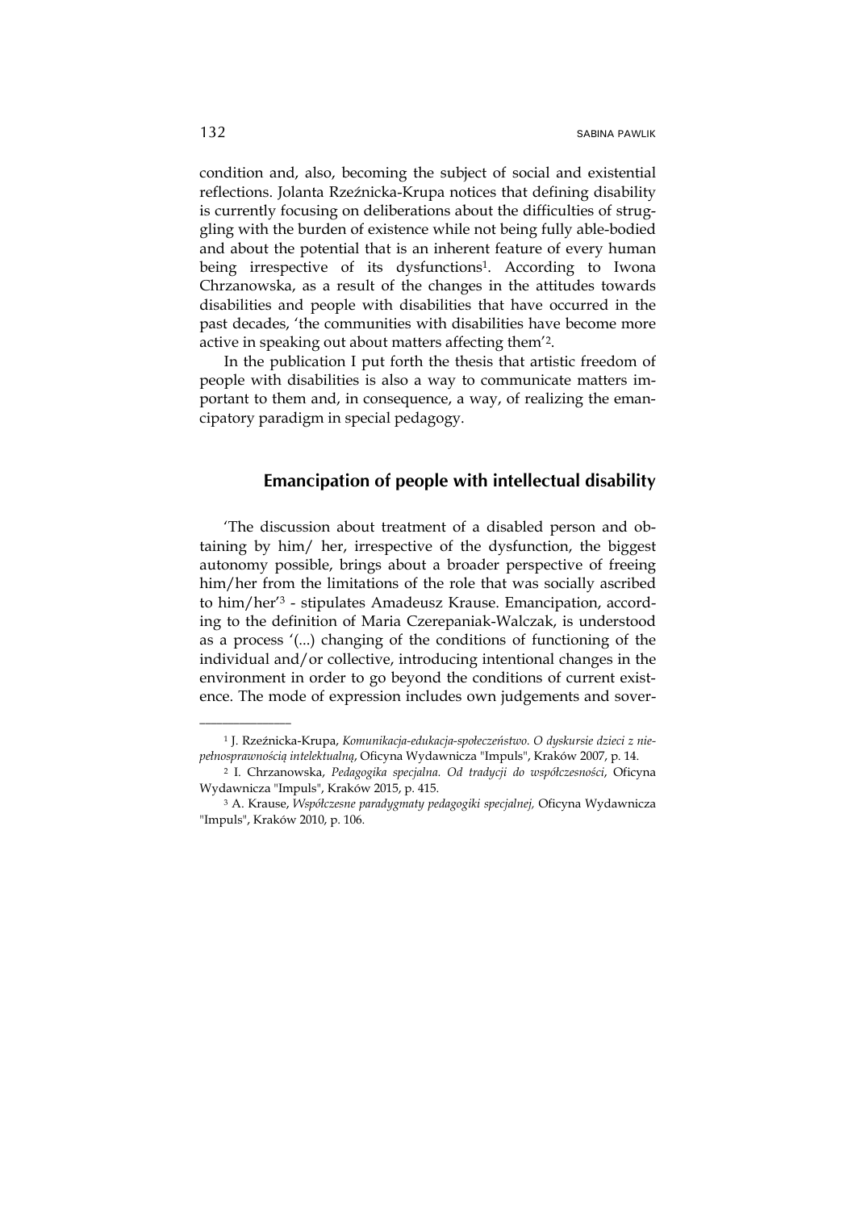condition and, also, becoming the subject of social and existential reflections. Jolanta Rzeźnicka-Krupa notices that defining disability is currently focusing on deliberations about the difficulties of struggling with the burden of existence while not being fully able-bodied and about the potential that is an inherent feature of every human being irrespective of its dysfunctions[1]. According to Iwona Chrzanowska, as a result of the changes in the attitudes towards disabilities and people with disabilities that have occurred in the past decades, 'the communities with disabilities have become more active in speaking out about matters affecting them'[2].

In the publication I put forth the thesis that artistic freedom of people with disabilities is also a way to communicate matters important to them and, in consequence, a way, of realizing the emancipatory paradigm in special pedagogy.

## Emancipation of people with intellectual disability

'The discussion about treatment of a disabled person and obtaining by him/ her, irrespective of the dysfunction, the biggest autonomy possible, brings about a broader perspective of freeing him/her from the limitations of the role that was socially ascribed to him/her'[3] - stipulates Amadeusz Krause. Emancipation, according to the definition of Maria Czerepaniak-Walczak, is understood as a process '(...) changing of the conditions of functioning of the individual and/or collective, introducing intentional changes in the environment in order to go beyond the conditions of current existence. The mode of expression includes own judgements and sover-

---

[1] J. Rzeźnicka-Krupa, *Komunikacja-edukacja-społeczeństwo. O dyskursie dzieci z niepełnosprawnością intelektualną*, Oficyna Wydawnicza "Impuls", Kraków 2007, p. 14.

[2] I. Chrzanowska, *Pedagogika specjalna. Od tradycji do współczesności*, Oficyna Wydawnicza "Impuls", Kraków 2015, p. 415.

[3] A. Krause, *Współczesne paradygmaty pedagogiki specjalnej,* Oficyna Wydawnicza "Impuls", Kraków 2010, p. 106.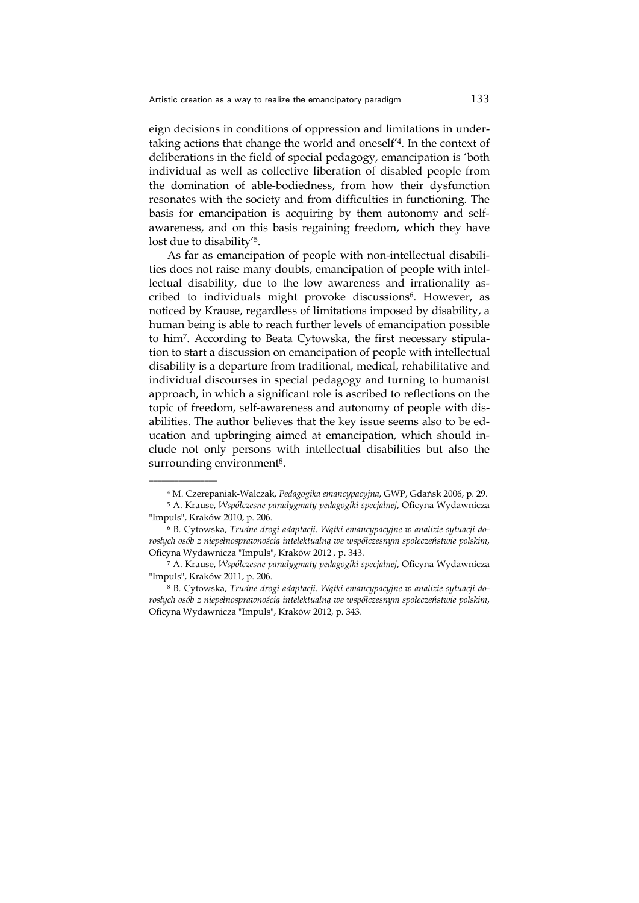eign decisions in conditions of oppression and limitations in undertaking actions that change the world and oneself'[4]. In the context of deliberations in the field of special pedagogy, emancipation is 'both individual as well as collective liberation of disabled people from the domination of able-bodiedness, from how their dysfunction resonates with the society and from difficulties in functioning. The basis for emancipation is acquiring by them autonomy and self-awareness, and on this basis regaining freedom, which they have lost due to disability'[5].

As far as emancipation of people with non-intellectual disabilities does not raise many doubts, emancipation of people with intellectual disability, due to the low awareness and irrationality ascribed to individuals might provoke discussions[6]. However, as noticed by Krause, regardless of limitations imposed by disability, a human being is able to reach further levels of emancipation possible to him[7]. According to Beata Cytowska, the first necessary stipulation to start a discussion on emancipation of people with intellectual disability is a departure from traditional, medical, rehabilitative and individual discourses in special pedagogy and turning to humanist approach, in which a significant role is ascribed to reflections on the topic of freedom, self-awareness and autonomy of people with disabilities. The author believes that the key issue seems also to be education and upbringing aimed at emancipation, which should include not only persons with intellectual disabilities but also the surrounding environment[8].

---

[4] M. Czerepaniak-Walczak, *Pedagogika emancypacyjna*, GWP, Gdańsk 2006, p. 29.

[5] A. Krause, *Współczesne paradygmaty pedagogiki specjalnej*, Oficyna Wydawnicza "Impuls", Kraków 2010, p. 206.

[6] B. Cytowska, *Trudne drogi adaptacji. Wątki emancypacyjne w analizie sytuacji dorosłych osób z niepełnosprawnością intelektualną we współczesnym społeczeństwie polskim*, Oficyna Wydawnicza "Impuls", Kraków 2012 , p. 343.

[7] A. Krause, *Współczesne paradygmaty pedagogiki specjalnej*, Oficyna Wydawnicza "Impuls", Kraków 2011, p. 206.

[8] B. Cytowska, *Trudne drogi adaptacji. Wątki emancypacyjne w analizie sytuacji dorosłych osób z niepełnosprawnością intelektualną we współczesnym społeczeństwie polskim*, Oficyna Wydawnicza "Impuls", Kraków 2012, p. 343.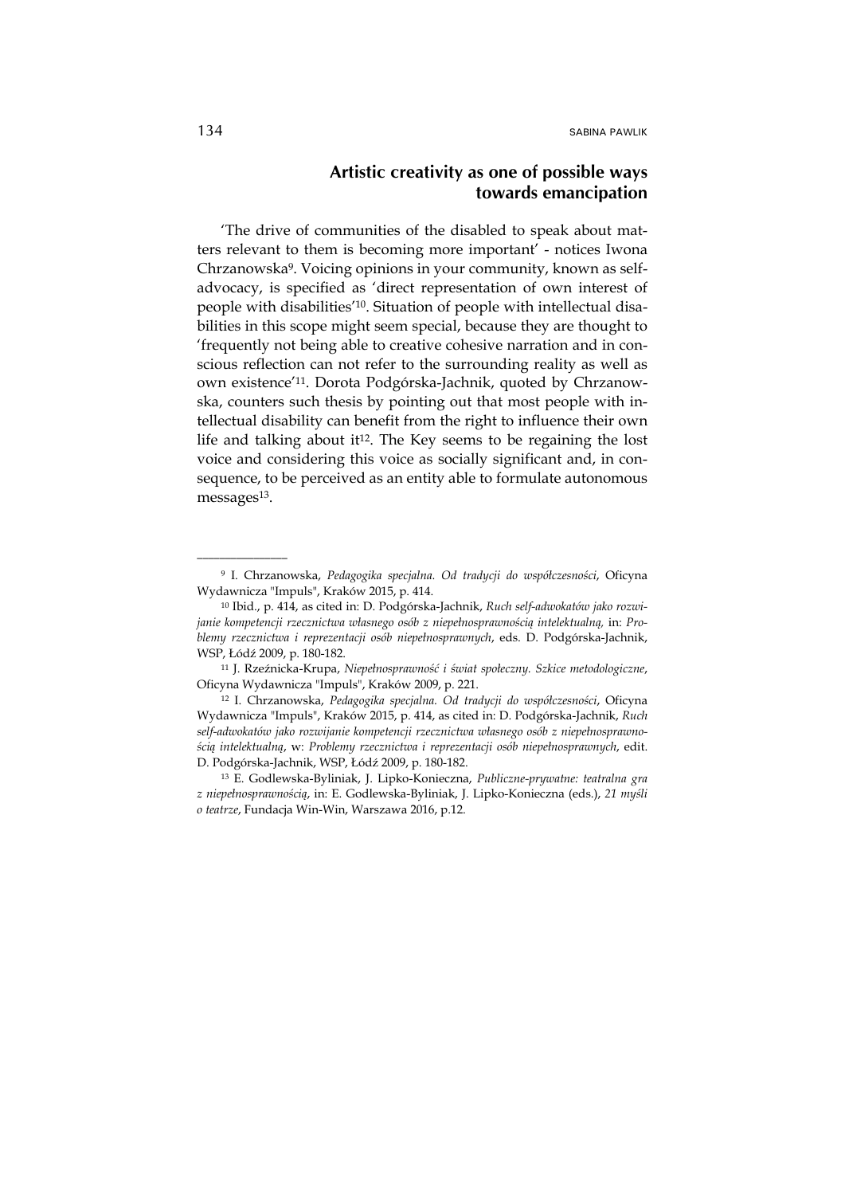## Artistic creativity as one of possible ways towards emancipation

'The drive of communities of the disabled to speak about matters relevant to them is becoming more important' - notices Iwona Chrzanowska[9]. Voicing opinions in your community, known as self-advocacy, is specified as 'direct representation of own interest of people with disabilities'[10]. Situation of people with intellectual disabilities in this scope might seem special, because they are thought to 'frequently not being able to creative cohesive narration and in conscious reflection can not refer to the surrounding reality as well as own existence'[11]. Dorota Podgórska-Jachnik, quoted by Chrzanowska, counters such thesis by pointing out that most people with intellectual disability can benefit from the right to influence their own life and talking about it[12]. The Key seems to be regaining the lost voice and considering this voice as socially significant and, in consequence, to be perceived as an entity able to formulate autonomous messages[13].

---

[9] I. Chrzanowska, *Pedagogika specjalna. Od tradycji do współczesności*, Oficyna Wydawnicza "Impuls", Kraków 2015, p. 414.

[10] Ibid., p. 414, as cited in: D. Podgórska-Jachnik, *Ruch self-adwokatów jako rozwijanie kompetencji rzecznictwa własnego osób z niepełnosprawnością intelektualną,* in: *Problemy rzecznictwa i reprezentacji osób niepełnosprawnych*, eds. D. Podgórska-Jachnik, WSP, Łódź 2009, p. 180-182.

[11] J. Rzeźnicka-Krupa, *Niepełnosprawność i świat społeczny. Szkice metodologiczne*, Oficyna Wydawnicza "Impuls", Kraków 2009, p. 221.

[12] I. Chrzanowska, *Pedagogika specjalna. Od tradycji do współczesności*, Oficyna Wydawnicza "Impuls", Kraków 2015, p. 414, as cited in: D. Podgórska-Jachnik, *Ruch self-adwokatów jako rozwijanie kompetencji rzecznictwa własnego osób z niepełnosprawnością intelektualną*, w: *Problemy rzecznictwa i reprezentacji osób niepełnosprawnych*, edit. D. Podgórska-Jachnik, WSP, Łódź 2009, p. 180-182.

[13] E. Godlewska-Byliniak, J. Lipko-Konieczna, *Publiczne-prywatne: teatralna gra z niepełnosprawnością*, in: E. Godlewska-Byliniak, J. Lipko-Konieczna (eds.), *21 myśli o teatrze*, Fundacja Win-Win, Warszawa 2016, p.12.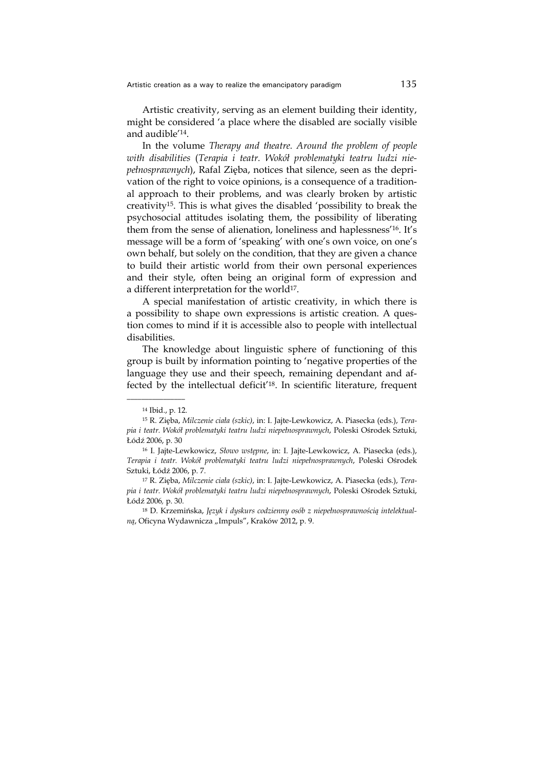Artistic creativity, serving as an element building their identity, might be considered 'a place where the disabled are socially visible and audible'[14].

In the volume *Therapy and theatre. Around the problem of people with disabilities* (*Terapia i teatr. Wokół problematyki teatru ludzi niepełnosprawnych*), Rafal Zięba, notices that silence, seen as the deprivation of the right to voice opinions, is a consequence of a traditional approach to their problems, and was clearly broken by artistic creativity[15]. This is what gives the disabled 'possibility to break the psychosocial attitudes isolating them, the possibility of liberating them from the sense of alienation, loneliness and haplessness'[16]. It's message will be a form of 'speaking' with one's own voice, on one's own behalf, but solely on the condition, that they are given a chance to build their artistic world from their own personal experiences and their style, often being an original form of expression and a different interpretation for the world[17].

A special manifestation of artistic creativity, in which there is a possibility to shape own expressions is artistic creation. A question comes to mind if it is accessible also to people with intellectual disabilities.

The knowledge about linguistic sphere of functioning of this group is built by information pointing to 'negative properties of the language they use and their speech, remaining dependant and affected by the intellectual deficit'[18]. In scientific literature, frequent

---

[14] Ibid., p. 12.

[15] R. Zięba, *Milczenie ciała (szkic)*, in: I. Jajte-Lewkowicz, A. Piasecka (eds.), *Terapia i teatr. Wokół problematyki teatru ludzi niepełnosprawnych*, Poleski Ośrodek Sztuki, Łódź 2006, p. 30

[16] I. Jajte-Lewkowicz, *Słowo wstępne*, in: I. Jajte-Lewkowicz, A. Piasecka (eds.), *Terapia i teatr. Wokół problematyki teatru ludzi niepełnosprawnych*, Poleski Ośrodek Sztuki, Łódź 2006, p. 7.

[17] R. Zięba, *Milczenie ciała (szkic)*, in: I. Jajte-Lewkowicz, A. Piasecka (eds.), *Terapia i teatr. Wokół problematyki teatru ludzi niepełnosprawnych*, Poleski Ośrodek Sztuki, Łódź 2006, p. 30.

[18] D. Krzemińska, *Język i dyskurs codzienny osób z niepełnosprawnością intelektualną*, Oficyna Wydawnicza „Impuls", Kraków 2012, p. 9.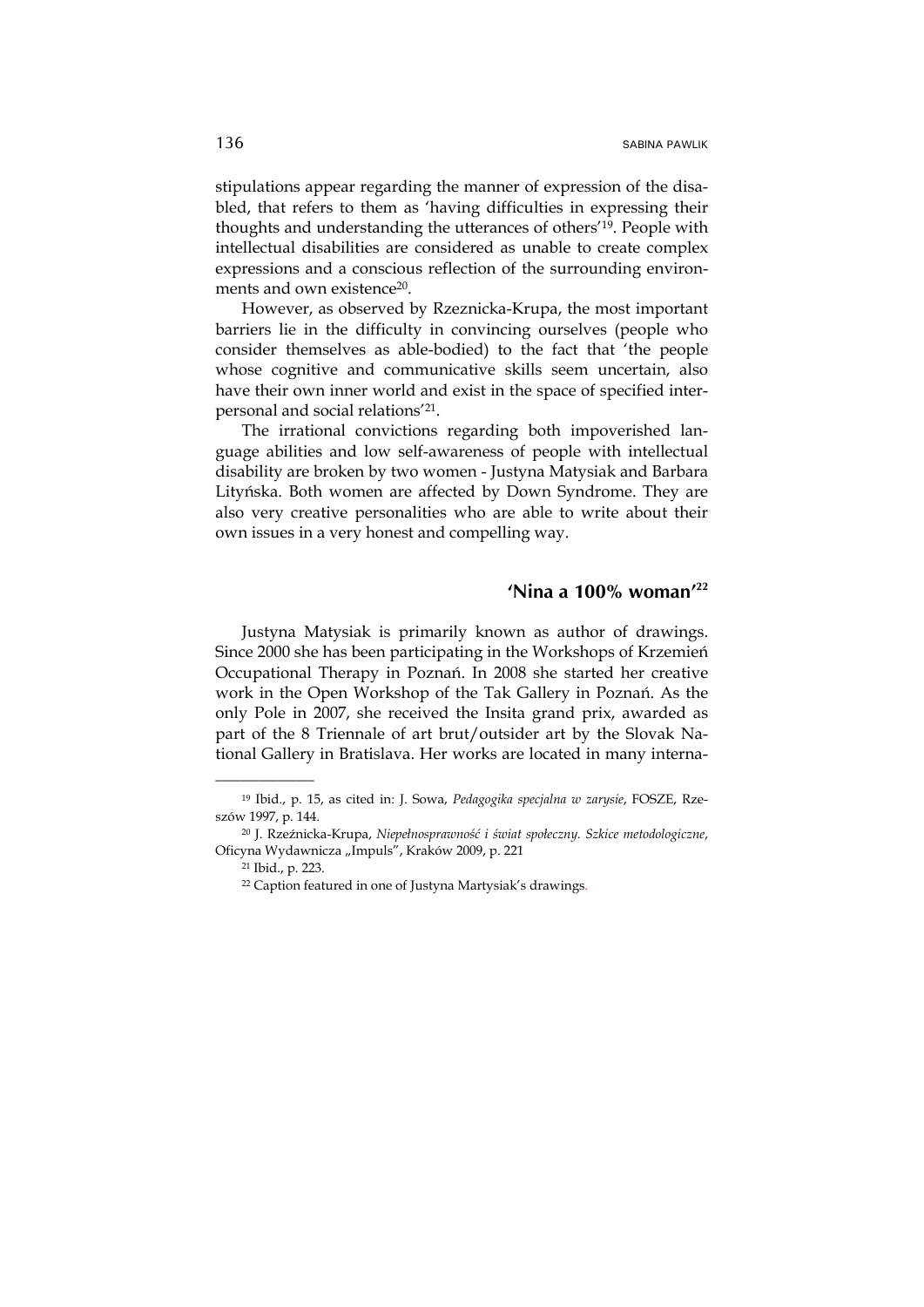stipulations appear regarding the manner of expression of the disabled, that refers to them as 'having difficulties in expressing their thoughts and understanding the utterances of others'[19]. People with intellectual disabilities are considered as unable to create complex expressions and a conscious reflection of the surrounding environments and own existence[20].

However, as observed by Rzeznicka-Krupa, the most important barriers lie in the difficulty in convincing ourselves (people who consider themselves as able-bodied) to the fact that 'the people whose cognitive and communicative skills seem uncertain, also have their own inner world and exist in the space of specified interpersonal and social relations'[21].

The irrational convictions regarding both impoverished language abilities and low self-awareness of people with intellectual disability are broken by two women - Justyna Matysiak and Barbara Lityńska. Both women are affected by Down Syndrome. They are also very creative personalities who are able to write about their own issues in a very honest and compelling way.

## 'Nina a 100% woman'[22]

Justyna Matysiak is primarily known as author of drawings. Since 2000 she has been participating in the Workshops of Krzemień Occupational Therapy in Poznań. In 2008 she started her creative work in the Open Workshop of the Tak Gallery in Poznań. As the only Pole in 2007, she received the Insita grand prix, awarded as part of the 8 Triennale of art brut/outsider art by the Slovak National Gallery in Bratislava. Her works are located in many interna-

---

[19] Ibid., p. 15, as cited in: J. Sowa, *Pedagogika specjalna w zarysie*, FOSZE, Rzeszów 1997, p. 144.

[20] J. Rzeźnicka-Krupa, *Niepełnosprawność i świat społeczny. Szkice metodologiczne*, Oficyna Wydawnicza „Impuls", Kraków 2009, p. 221

[21] Ibid., p. 223.

[22] Caption featured in one of Justyna Martysiak's drawings.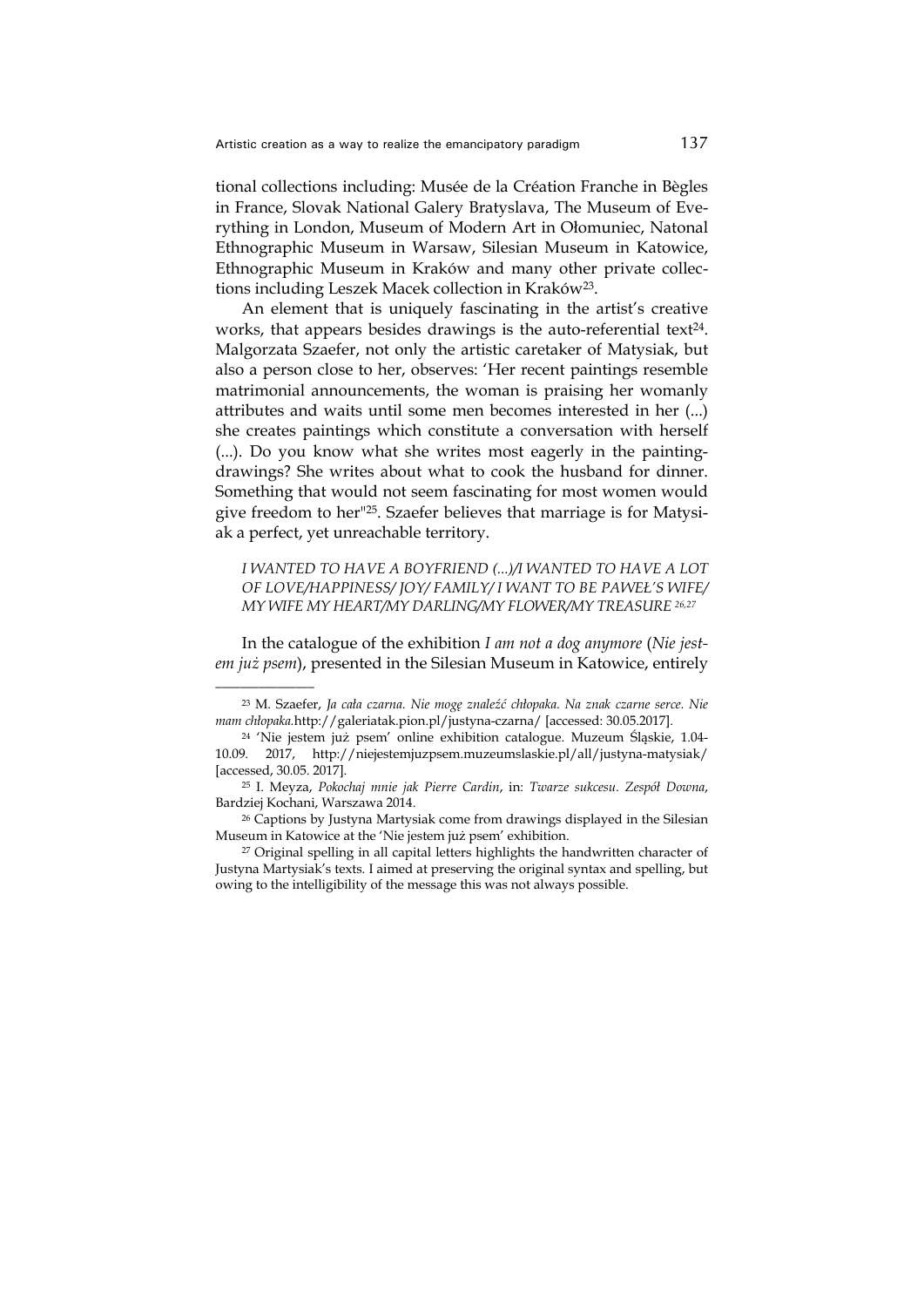tional collections including: Musée de la Création Franche in Bègles in France, Slovak National Galery Bratyslava, The Museum of Everything in London, Museum of Modern Art in Ołomuniec, Natonal Ethnographic Museum in Warsaw, Silesian Museum in Katowice, Ethnographic Museum in Kraków and many other private collections including Leszek Macek collection in Kraków[23].

An element that is uniquely fascinating in the artist's creative works, that appears besides drawings is the auto-referential text[24]. Malgorzata Szaefer, not only the artistic caretaker of Matysiak, but also a person close to her, observes: 'Her recent paintings resemble matrimonial announcements, the woman is praising her womanly attributes and waits until some men becomes interested in her (...) she creates paintings which constitute a conversation with herself (...). Do you know what she writes most eagerly in the painting-drawings? She writes about what to cook the husband for dinner. Something that would not seem fascinating for most women would give freedom to her"[25]. Szaefer believes that marriage is for Matysiak a perfect, yet unreachable territory.

> *I WANTED TO HAVE A BOYFRIEND (...)/I WANTED TO HAVE A LOT OF LOVE/HAPPINESS/ JOY/ FAMILY/ I WANT TO BE PAWEŁ'S WIFE/ MY WIFE MY HEART/MY DARLING/MY FLOWER/MY TREASURE* [26,27]

In the catalogue of the exhibition *I am not a dog anymore* (*Nie jestem już psem*), presented in the Silesian Museum in Katowice, entirely

---

[23] M. Szaefer, *Ja cała czarna. Nie mogę znaleźć chłopaka. Na znak czarne serce. Nie mam chłopaka.*http://galeriatak.pion.pl/justyna-czarna/ [accessed: 30.05.2017].

[24] 'Nie jestem już psem' online exhibition catalogue. Muzeum Śląskie, 1.04-10.09. 2017, http://niejestemjuzpsem.muzeumslaskie.pl/all/justyna-matysiak/ [accessed, 30.05. 2017].

[25] I. Meyza, *Pokochaj mnie jak Pierre Cardin*, in: *Twarze sukcesu. Zespół Downa*, Bardziej Kochani, Warszawa 2014.

[26] Captions by Justyna Martysiak come from drawings displayed in the Silesian Museum in Katowice at the 'Nie jestem już psem' exhibition.

[27] Original spelling in all capital letters highlights the handwritten character of Justyna Martysiak's texts. I aimed at preserving the original syntax and spelling, but owing to the intelligibility of the message this was not always possible.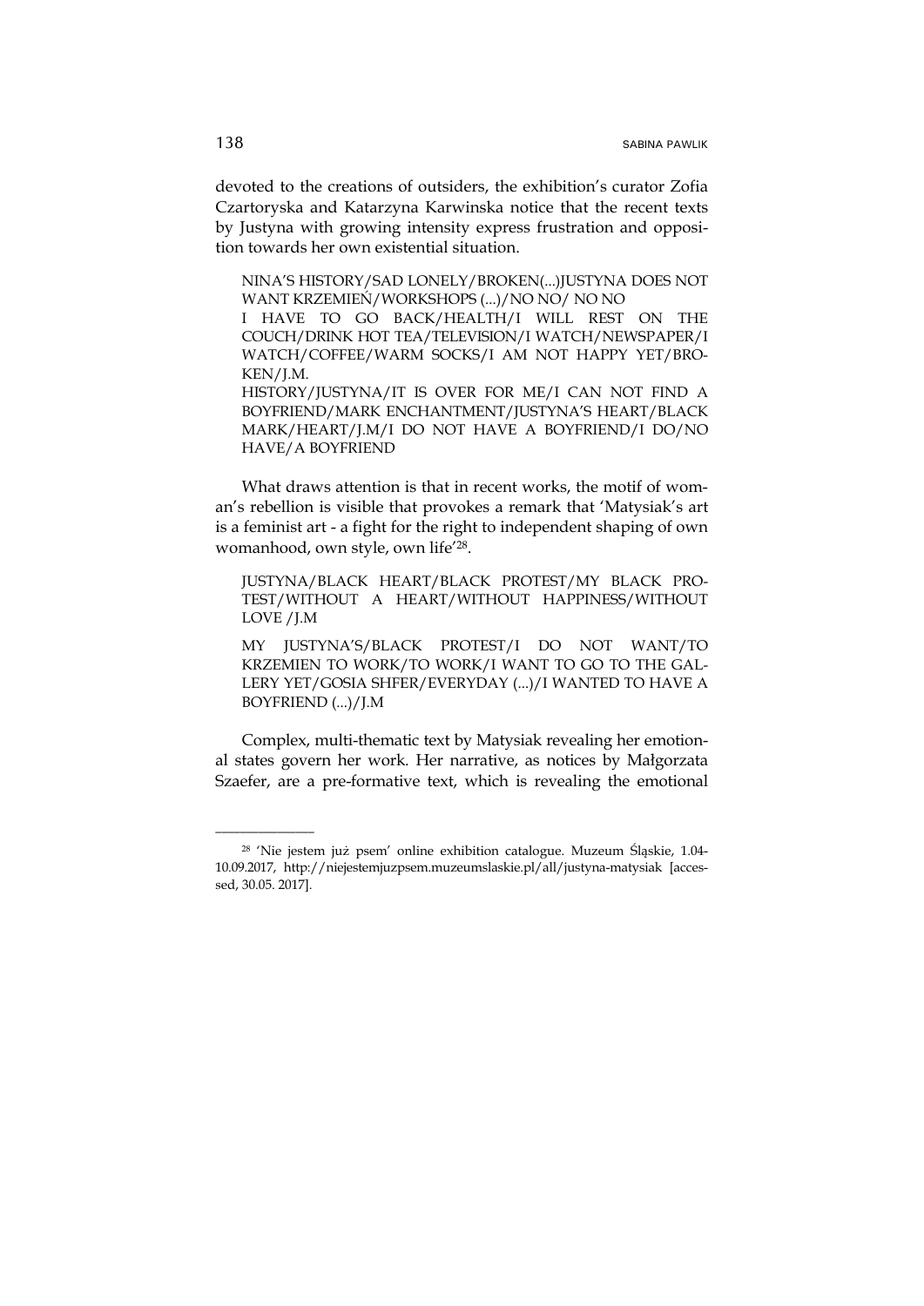devoted to the creations of outsiders, the exhibition's curator Zofia Czartoryska and Katarzyna Karwinska notice that the recent texts by Justyna with growing intensity express frustration and opposition towards her own existential situation.

> NINA'S HISTORY/SAD LONELY/BROKEN(...)JUSTYNA DOES NOT WANT KRZEMIEŃ/WORKSHOPS (...)/NO NO/ NO NO
> I HAVE TO GO BACK/HEALTH/I WILL REST ON THE COUCH/DRINK HOT TEA/TELEVISION/I WATCH/NEWSPAPER/I WATCH/COFFEE/WARM SOCKS/I AM NOT HAPPY YET/BROKEN/J.M.
> HISTORY/JUSTYNA/IT IS OVER FOR ME/I CAN NOT FIND A BOYFRIEND/MARK ENCHANTMENT/JUSTYNA'S HEART/BLACK MARK/HEART/J.M/I DO NOT HAVE A BOYFRIEND/I DO/NO HAVE/A BOYFRIEND

What draws attention is that in recent works, the motif of woman's rebellion is visible that provokes a remark that 'Matysiak's art is a feminist art - a fight for the right to independent shaping of own womanhood, own style, own life'[28].

> JUSTYNA/BLACK HEART/BLACK PROTEST/MY BLACK PROTEST/WITHOUT A HEART/WITHOUT HAPPINESS/WITHOUT LOVE /J.M
>
> MY JUSTYNA'S/BLACK PROTEST/I DO NOT WANT/TO KRZEMIEN TO WORK/TO WORK/I WANT TO GO TO THE GALLERY YET/GOSIA SHFER/EVERYDAY (...)/I WANTED TO HAVE A BOYFRIEND (...)/J.M

Complex, multi-thematic text by Matysiak revealing her emotional states govern her work. Her narrative, as notices by Małgorzata Szaefer, are a pre-formative text, which is revealing the emotional

---

[28] 'Nie jestem już psem' online exhibition catalogue. Muzeum Śląskie, 1.04-10.09.2017, http://niejestemjuzpsem.muzeumslaskie.pl/all/justyna-matysiak [accessed, 30.05. 2017].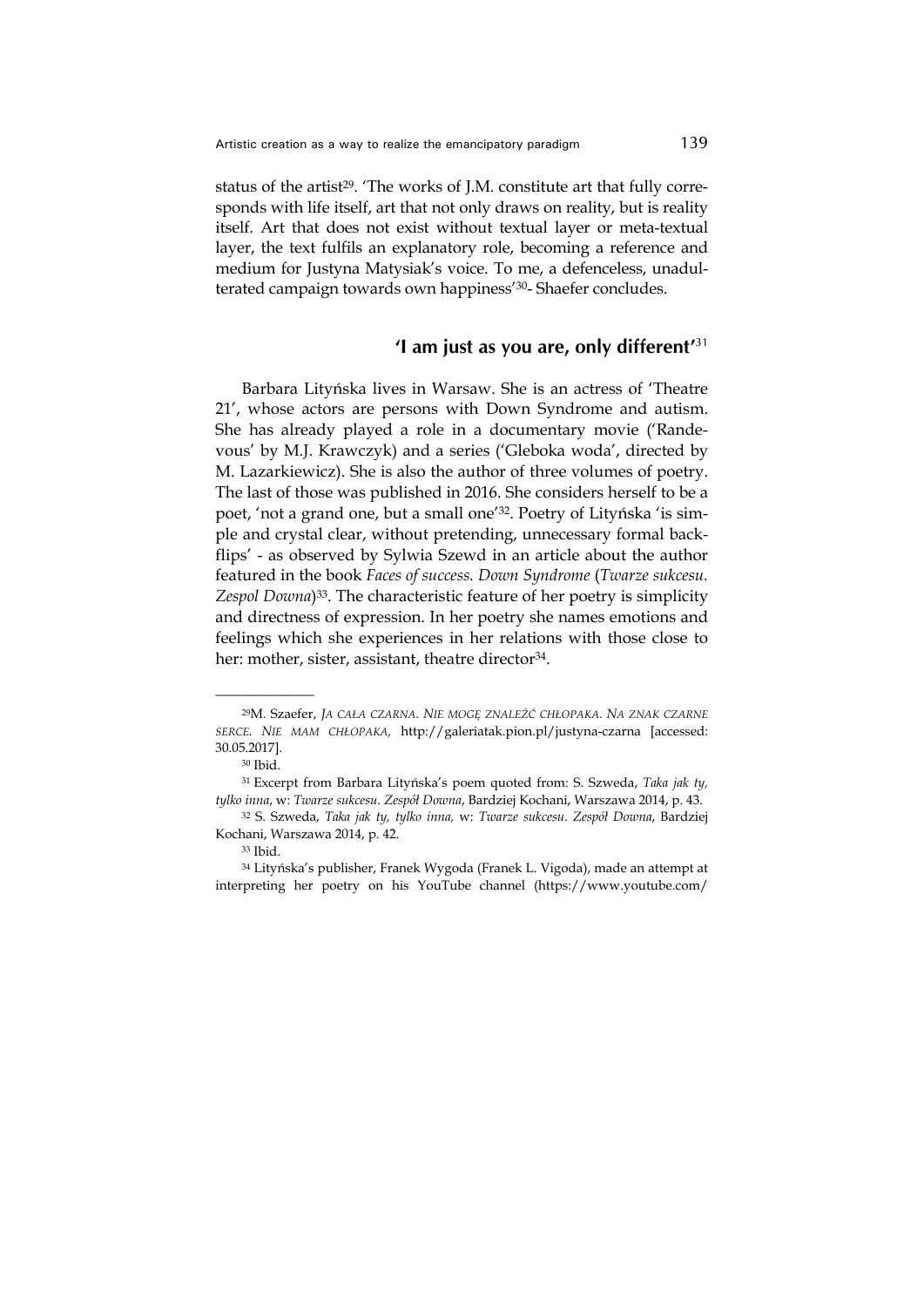status of the artist[29]. 'The works of J.M. constitute art that fully corresponds with life itself, art that not only draws on reality, but is reality itself. Art that does not exist without textual layer or meta-textual layer, the text fulfils an explanatory role, becoming a reference and medium for Justyna Matysiak's voice. To me, a defenceless, unadulterated campaign towards own happiness'[30]- Shaefer concludes.

## 'I am just as you are, only different'[31]

Barbara Lityńska lives in Warsaw. She is an actress of 'Theatre 21', whose actors are persons with Down Syndrome and autism. She has already played a role in a documentary movie ('Randevous' by M.J. Krawczyk) and a series ('Gleboka woda', directed by M. Lazarkiewicz). She is also the author of three volumes of poetry. The last of those was published in 2016. She considers herself to be a poet, 'not a grand one, but a small one'[32]. Poetry of Lityńska 'is simple and crystal clear, without pretending, unnecessary formal backflips' - as observed by Sylwia Szewd in an article about the author featured in the book *Faces of success. Down Syndrome* (*Twarze sukcesu. Zespol Downa*)[33]. The characteristic feature of her poetry is simplicity and directness of expression. In her poetry she names emotions and feelings which she experiences in her relations with those close to her: mother, sister, assistant, theatre director[34].

---

[29] M. Szaefer, *JA CAŁA CZARNA. NIE MOGĘ ZNALEŹĆ CHŁOPAKA. NA ZNAK CZARNE SERCE. NIE MAM CHŁOPAKA,* http://galeriatak.pion.pl/justyna-czarna [accessed: 30.05.2017].

[30] Ibid.

[31] Excerpt from Barbara Lityńska's poem quoted from: S. Szweda, *Taka jak ty, tylko inna*, w: *Twarze sukcesu. Zespół Downa*, Bardziej Kochani, Warszawa 2014, p. 43.

[32] S. Szweda, *Taka jak ty, tylko inna,* w: *Twarze sukcesu. Zespół Downa*, Bardziej Kochani, Warszawa 2014, p. 42.

[33] Ibid.

[34] Lityńska's publisher, Franek Wygoda (Franek L. Vigoda), made an attempt at interpreting her poetry on his YouTube channel (https://www.youtube.com/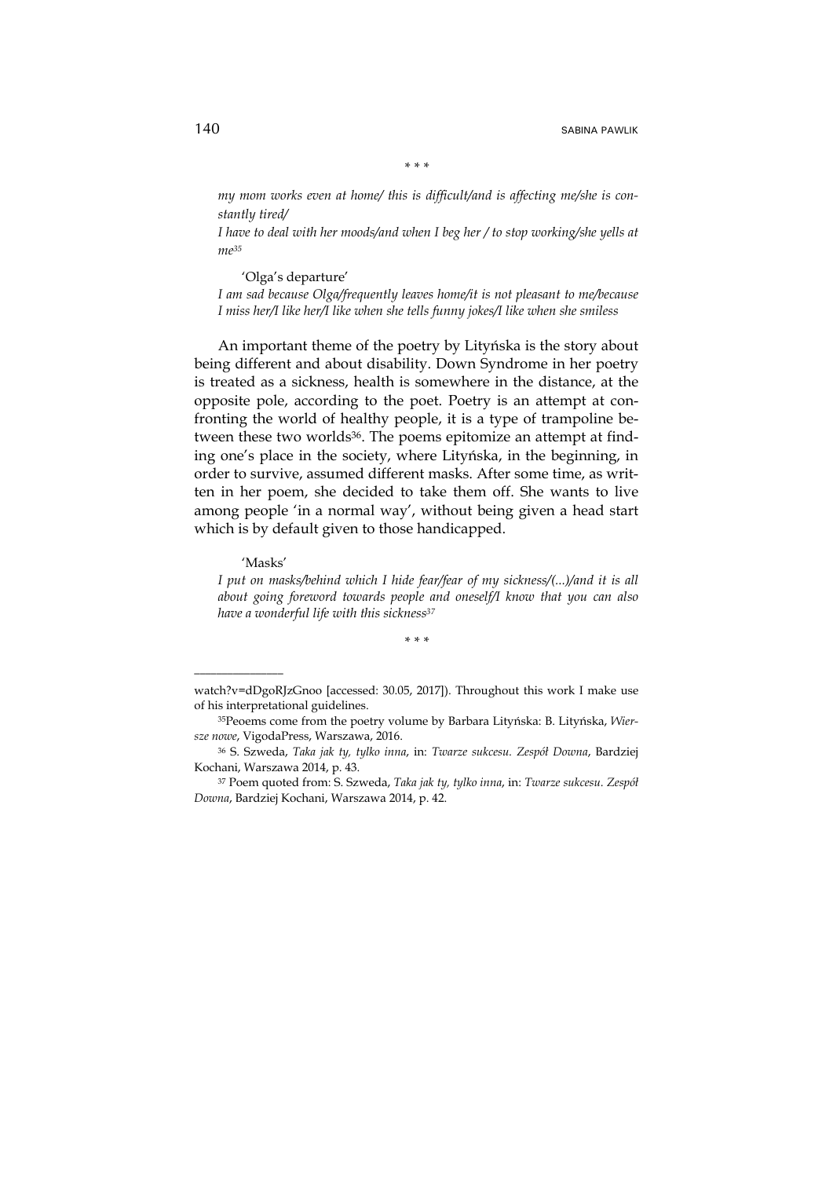\* \* \*

*my mom works even at home/ this is difficult/and is affecting me/she is constantly tired/*

*I have to deal with her moods/and when I beg her / to stop working/she yells at me*[35]

'Olga's departure'

*I am sad because Olga/frequently leaves home/it is not pleasant to me/because I miss her/I like her/I like when she tells funny jokes/I like when she smiless*

An important theme of the poetry by Lityńska is the story about being different and about disability. Down Syndrome in her poetry is treated as a sickness, health is somewhere in the distance, at the opposite pole, according to the poet. Poetry is an attempt at confronting the world of healthy people, it is a type of trampoline between these two worlds[36]. The poems epitomize an attempt at finding one's place in the society, where Lityńska, in the beginning, in order to survive, assumed different masks. After some time, as written in her poem, she decided to take them off. She wants to live among people 'in a normal way', without being given a head start which is by default given to those handicapped.

'Masks'

*I put on masks/behind which I hide fear/fear of my sickness/(...)/and it is all about going foreword towards people and oneself/I know that you can also have a wonderful life with this sickness*[37]

\* \* \*

---

watch?v=dDgoRJzGnoo [accessed: 30.05, 2017]). Throughout this work I make use of his interpretational guidelines.

[35] Peoems come from the poetry volume by Barbara Lityńska: B. Lityńska, *Wiersze nowe*, VigodaPress, Warszawa, 2016.

[36] S. Szweda, *Taka jak ty, tylko inna*, in: *Twarze sukcesu. Zespół Downa*, Bardziej Kochani, Warszawa 2014, p. 43.

[37] Poem quoted from: S. Szweda, *Taka jak ty, tylko inna*, in: *Twarze sukcesu. Zespół Downa*, Bardziej Kochani, Warszawa 2014, p. 42.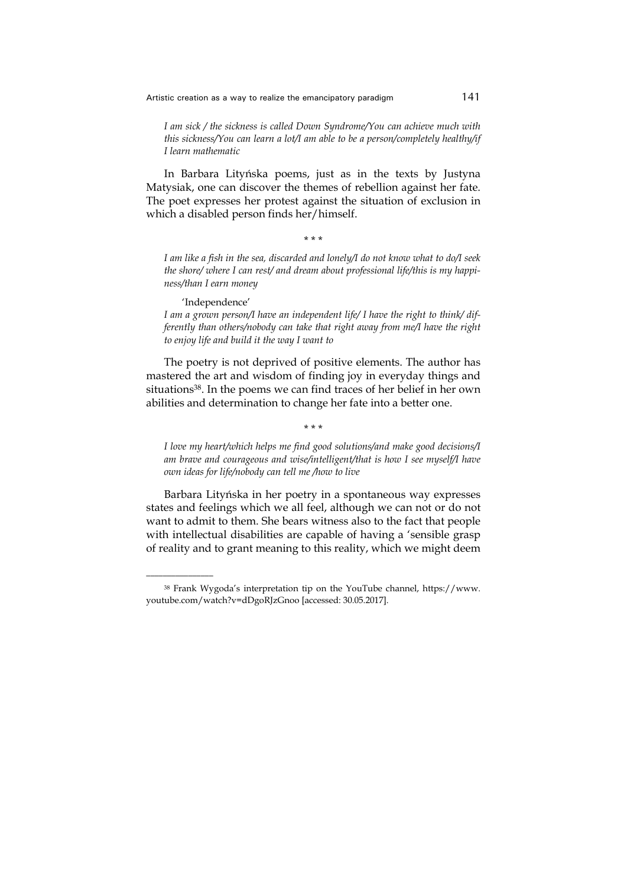*I am sick / the sickness is called Down Syndrome/You can achieve much with this sickness/You can learn a lot/I am able to be a person/completely healthy/if I learn mathematic*

In Barbara Lityńska poems, just as in the texts by Justyna Matysiak, one can discover the themes of rebellion against her fate. The poet expresses her protest against the situation of exclusion in which a disabled person finds her/himself.

\* \* \*

*I am like a fish in the sea, discarded and lonely/I do not know what to do/I seek the shore/ where I can rest/ and dream about professional life/this is my happiness/than I earn money*

'Independence'

*I am a grown person/I have an independent life/ I have the right to think/ differently than others/nobody can take that right away from me/I have the right to enjoy life and build it the way I want to*

The poetry is not deprived of positive elements. The author has mastered the art and wisdom of finding joy in everyday things and situations[38]. In the poems we can find traces of her belief in her own abilities and determination to change her fate into a better one.

\* \* \*

*I love my heart/which helps me find good solutions/and make good decisions/I am brave and courageous and wise/intelligent/that is how I see myself/I have own ideas for life/nobody can tell me /how to live*

Barbara Lityńska in her poetry in a spontaneous way expresses states and feelings which we all feel, although we can not or do not want to admit to them. She bears witness also to the fact that people with intellectual disabilities are capable of having a 'sensible grasp of reality and to grant meaning to this reality, which we might deem

---

[38] Frank Wygoda's interpretation tip on the YouTube channel, https://www.youtube.com/watch?v=dDgoRJzGnoo [accessed: 30.05.2017].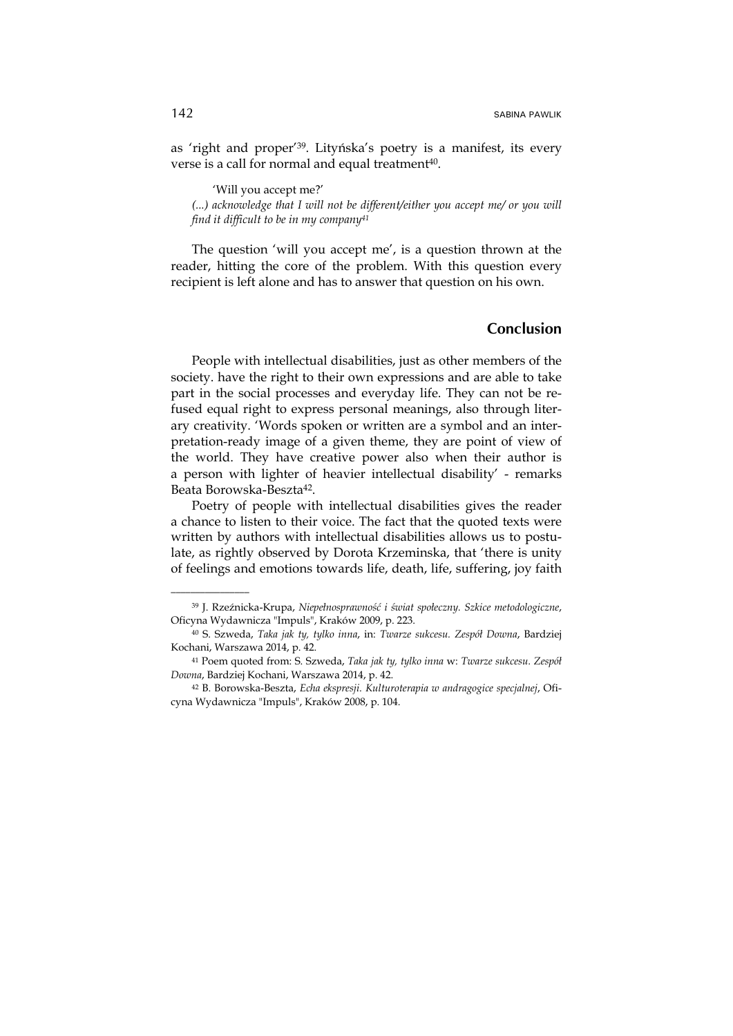as 'right and proper'[39]. Lityńska's poetry is a manifest, its every verse is a call for normal and equal treatment[40].

> 'Will you accept me?'
> *(...) acknowledge that I will not be different/either you accept me/ or you will find it difficult to be in my company*[41]

The question 'will you accept me', is a question thrown at the reader, hitting the core of the problem. With this question every recipient is left alone and has to answer that question on his own.

## Conclusion

People with intellectual disabilities, just as other members of the society. have the right to their own expressions and are able to take part in the social processes and everyday life. They can not be refused equal right to express personal meanings, also through literary creativity. 'Words spoken or written are a symbol and an interpretation-ready image of a given theme, they are point of view of the world. They have creative power also when their author is a person with lighter of heavier intellectual disability' - remarks Beata Borowska-Beszta[42].

Poetry of people with intellectual disabilities gives the reader a chance to listen to their voice. The fact that the quoted texts were written by authors with intellectual disabilities allows us to postulate, as rightly observed by Dorota Krzeminska, that 'there is unity of feelings and emotions towards life, death, life, suffering, joy faith

---

[39] J. Rzeźnicka-Krupa, *Niepełnosprawność i świat społeczny. Szkice metodologiczne*, Oficyna Wydawnicza "Impuls", Kraków 2009, p. 223.

[40] S. Szweda, *Taka jak ty, tylko inna*, in: *Twarze sukcesu. Zespół Downa*, Bardziej Kochani, Warszawa 2014, p. 42.

[41] Poem quoted from: S. Szweda, *Taka jak ty, tylko inna* w: *Twarze sukcesu. Zespół Downa*, Bardziej Kochani, Warszawa 2014, p. 42.

[42] B. Borowska-Beszta, *Echa ekspresji. Kulturoterapia w andragogice specjalnej*, Oficyna Wydawnicza "Impuls", Kraków 2008, p. 104.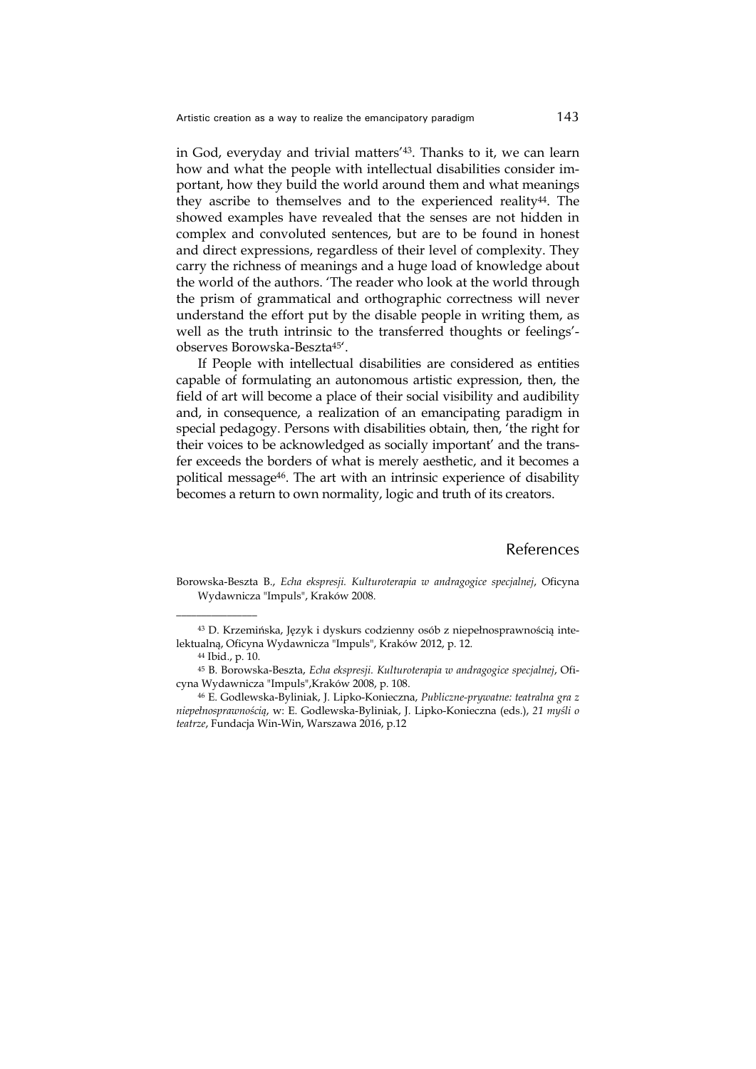in God, everyday and trivial matters'[43]. Thanks to it, we can learn how and what the people with intellectual disabilities consider important, how they build the world around them and what meanings they ascribe to themselves and to the experienced reality[44]. The showed examples have revealed that the senses are not hidden in complex and convoluted sentences, but are to be found in honest and direct expressions, regardless of their level of complexity. They carry the richness of meanings and a huge load of knowledge about the world of the authors. 'The reader who look at the world through the prism of grammatical and orthographic correctness will never understand the effort put by the disable people in writing them, as well as the truth intrinsic to the transferred thoughts or feelings'- observes Borowska-Beszta[45]'.

If People with intellectual disabilities are considered as entities capable of formulating an autonomous artistic expression, then, the field of art will become a place of their social visibility and audibility and, in consequence, a realization of an emancipating paradigm in special pedagogy. Persons with disabilities obtain, then, 'the right for their voices to be acknowledged as socially important' and the transfer exceeds the borders of what is merely aesthetic, and it becomes a political message[46]. The art with an intrinsic experience of disability becomes a return to own normality, logic and truth of its creators.

## References

Borowska-Beszta B., *Echa ekspresji. Kulturoterapia w andragogice specjalnej*, Oficyna Wydawnicza "Impuls", Kraków 2008.

---

[43] D. Krzemińska, Język i dyskurs codzienny osób z niepełnosprawnością intelektualną, Oficyna Wydawnicza "Impuls", Kraków 2012, p. 12.

[44] Ibid., p. 10.

[45] B. Borowska-Beszta, *Echa ekspresji. Kulturoterapia w andragogice specjalnej*, Oficyna Wydawnicza "Impuls",Kraków 2008, p. 108.

[46] E. Godlewska-Byliniak, J. Lipko-Konieczna, *Publiczne-prywatne: teatralna gra z niepełnosprawnością*, w: E. Godlewska-Byliniak, J. Lipko-Konieczna (eds.), *21 myśli o teatrze*, Fundacja Win-Win, Warszawa 2016, p.12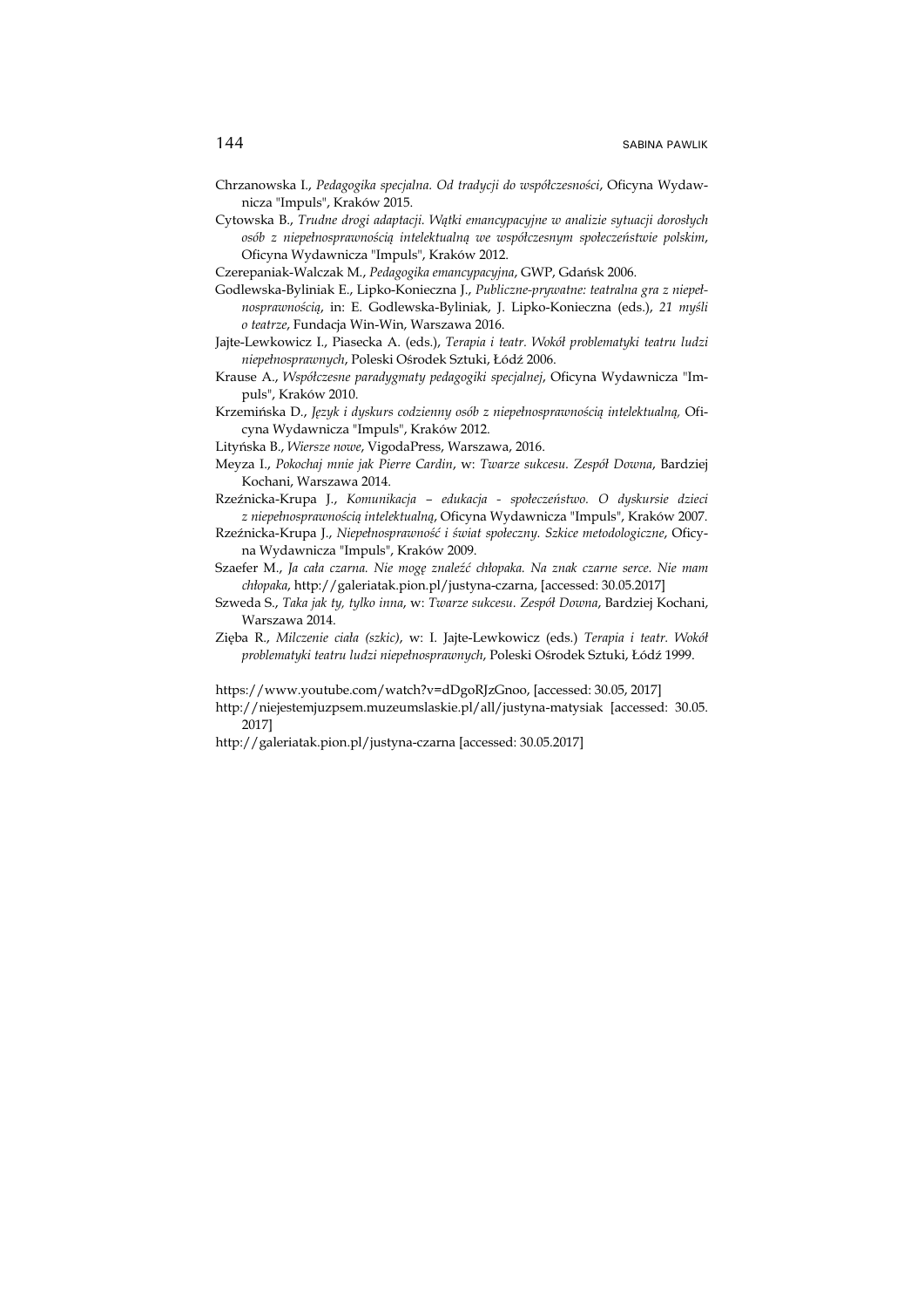Chrzanowska I., *Pedagogika specjalna. Od tradycji do współczesności*, Oficyna Wydawnicza "Impuls", Kraków 2015.

Cytowska B., *Trudne drogi adaptacji. Wątki emancypacyjne w analizie sytuacji dorosłych osób z niepełnosprawnością intelektualną we współczesnym społeczeństwie polskim*, Oficyna Wydawnicza "Impuls", Kraków 2012.

Czerepaniak-Walczak M., *Pedagogika emancypacyjna*, GWP, Gdańsk 2006.

Godlewska-Byliniak E., Lipko-Konieczna J., *Publiczne-prywatne: teatralna gra z niepełnosprawnością*, in: E. Godlewska-Byliniak, J. Lipko-Konieczna (eds.), *21 myśli o teatrze*, Fundacja Win-Win, Warszawa 2016.

Jajte-Lewkowicz I., Piasecka A. (eds.), *Terapia i teatr. Wokół problematyki teatru ludzi niepełnosprawnych*, Poleski Ośrodek Sztuki, Łódź 2006.

Krause A., *Współczesne paradygmaty pedagogiki specjalnej*, Oficyna Wydawnicza "Impuls", Kraków 2010.

Krzemińska D., *Język i dyskurs codzienny osób z niepełnosprawnością intelektualną,* Oficyna Wydawnicza "Impuls", Kraków 2012.

Lityńska B., *Wiersze nowe*, VigodaPress, Warszawa, 2016.

Meyza I., *Pokochaj mnie jak Pierre Cardin*, w: *Twarze sukcesu. Zespół Downa*, Bardziej Kochani, Warszawa 2014.

Rzeźnicka-Krupa J., *Komunikacja – edukacja - społeczeństwo. O dyskursie dzieci z niepełnosprawnością intelektualną*, Oficyna Wydawnicza "Impuls", Kraków 2007.

Rzeźnicka-Krupa J., *Niepełnosprawność i świat społeczny. Szkice metodologiczne*, Oficyna Wydawnicza "Impuls", Kraków 2009.

Szaefer M., *Ja cała czarna. Nie mogę znaleźć chłopaka. Na znak czarne serce. Nie mam chłopaka*, http://galeriatak.pion.pl/justyna-czarna, [accessed: 30.05.2017]

Szweda S., *Taka jak ty, tylko inna*, w: *Twarze sukcesu. Zespół Downa*, Bardziej Kochani, Warszawa 2014.

Zięba R., *Milczenie ciała (szkic)*, w: I. Jajte-Lewkowicz (eds.) *Terapia i teatr. Wokół problematyki teatru ludzi niepełnosprawnych*, Poleski Ośrodek Sztuki, Łódź 1999.

https://www.youtube.com/watch?v=dDgoRJzGnoo, [accessed: 30.05, 2017]

http://niejestemjuzpsem.muzeumslaskie.pl/all/justyna-matysiak [accessed: 30.05. 2017]

http://galeriatak.pion.pl/justyna-czarna [accessed: 30.05.2017]